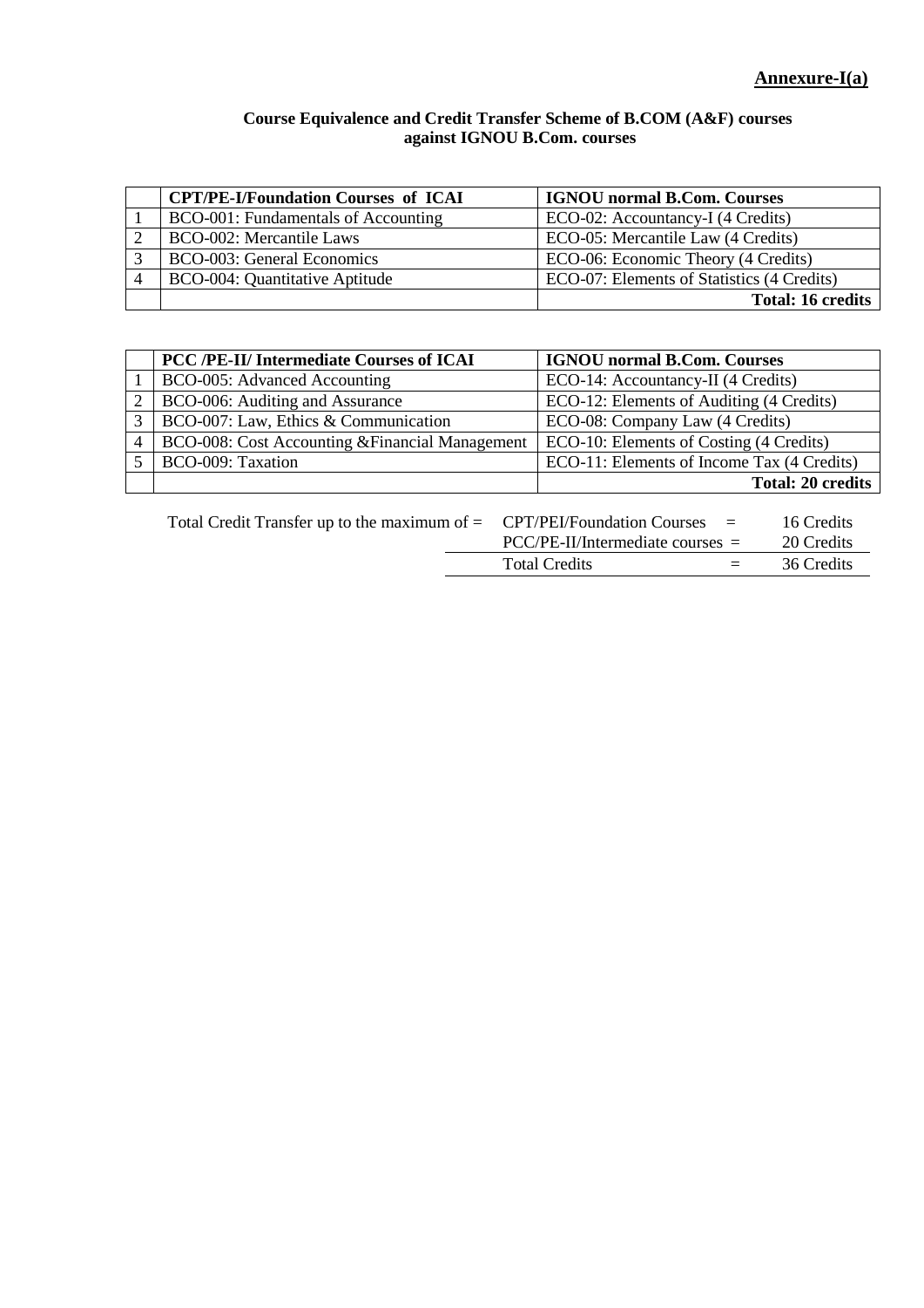**Annexure-I(a)**

**Course Equivalence and Credit Transfer Scheme of B.COM (A&F) courses against IGNOU B.Com. courses**

| | **CPT/PE-I/Foundation Courses of ICAI** | **IGNOU normal B.Com. Courses** |
|---|---|---|
| 1 | BCO-001: Fundamentals of Accounting | ECO-02: Accountancy-I (4 Credits) |
| 2 | BCO-002: Mercantile Laws | ECO-05: Mercantile Law (4 Credits) |
| 3 | BCO-003: General Economics | ECO-06: Economic Theory (4 Credits) |
| 4 | BCO-004: Quantitative Aptitude | ECO-07: Elements of Statistics (4 Credits) |
| | | **Total: 16 credits** |

| | **PCC /PE-II/ Intermediate Courses of ICAI** | **IGNOU normal B.Com. Courses** |
|---|---|---|
| 1 | BCO-005: Advanced Accounting | ECO-14: Accountancy-II (4 Credits) |
| 2 | BCO-006: Auditing and Assurance | ECO-12: Elements of Auditing (4 Credits) |
| 3 | BCO-007: Law, Ethics & Communication | ECO-08: Company Law (4 Credits) |
| 4 | BCO-008: Cost Accounting &Financial Management | ECO-10: Elements of Costing (4 Credits) |
| 5 | BCO-009: Taxation | ECO-11: Elements of Income Tax (4 Credits) |
| | | **Total: 20 credits** |

Total Credit Transfer up to the maximum of = CPT/PEI/Foundation Courses = 16 Credits

PCC/PE-II/Intermediate courses = 20 Credits

Total Credits = 36 Credits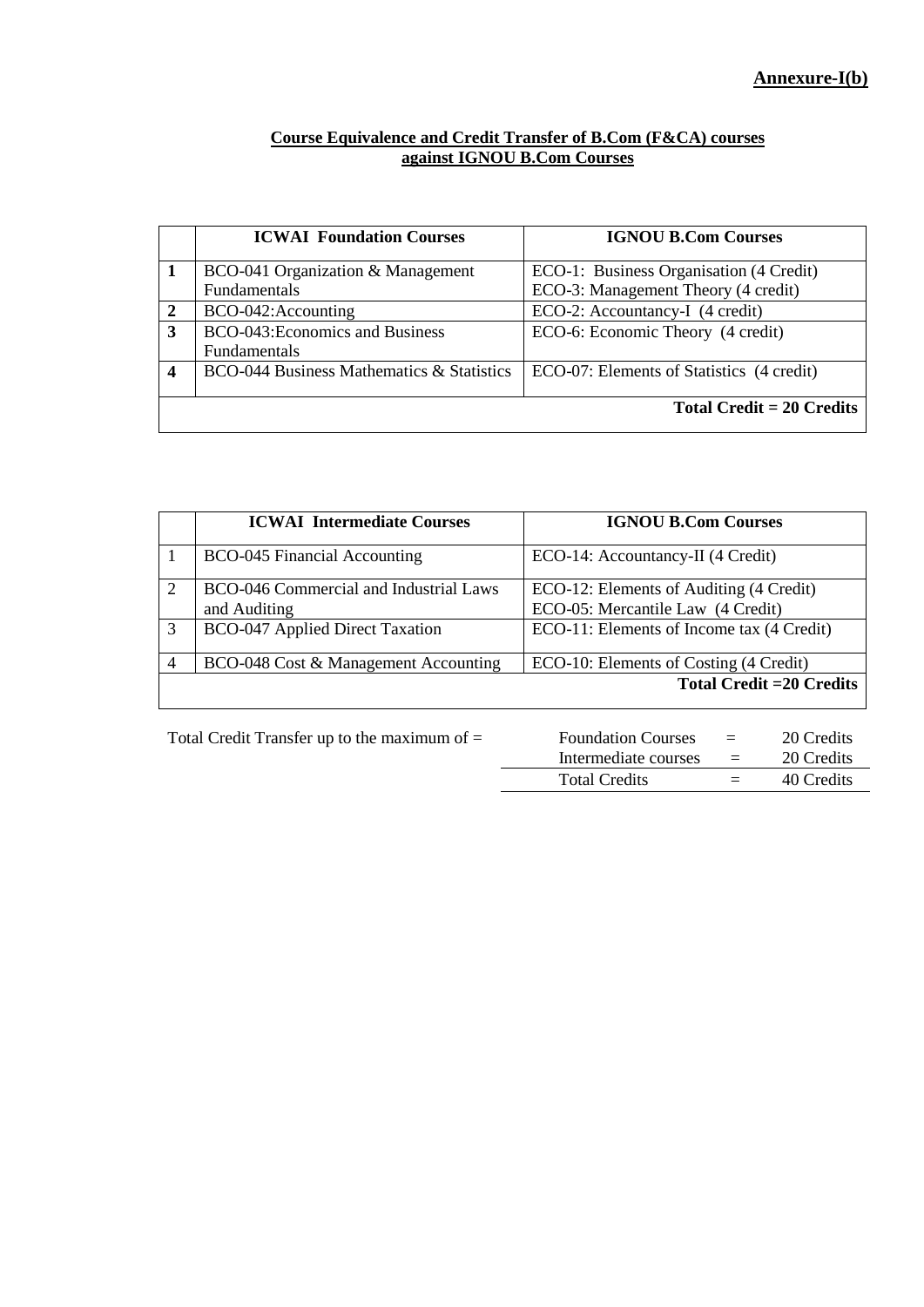**Annexure-I(b)**

**Course Equivalence and Credit Transfer of B.Com (F&CA) courses against IGNOU B.Com Courses**

| | ICWAI Foundation Courses | IGNOU B.Com Courses |
|---|---|---|
| **1** | BCO-041 Organization & Management Fundamentals | ECO-1: Business Organisation (4 Credit)<br>ECO-3: Management Theory (4 credit) |
| **2** | BCO-042:Accounting | ECO-2: Accountancy-I (4 credit) |
| **3** | BCO-043:Economics and Business Fundamentals | ECO-6: Economic Theory (4 credit) |
| **4** | BCO-044 Business Mathematics & Statistics | ECO-07: Elements of Statistics (4 credit) |
| | | **Total Credit = 20 Credits** |

| | ICWAI Intermediate Courses | IGNOU B.Com Courses |
|---|---|---|
| 1 | BCO-045 Financial Accounting | ECO-14: Accountancy-II (4 Credit) |
| 2 | BCO-046 Commercial and Industrial Laws and Auditing | ECO-12: Elements of Auditing (4 Credit)<br>ECO-05: Mercantile Law (4 Credit) |
| 3 | BCO-047 Applied Direct Taxation | ECO-11: Elements of Income tax (4 Credit) |
| 4 | BCO-048 Cost & Management Accounting | ECO-10: Elements of Costing (4 Credit) |
| | | **Total Credit =20 Credits** |

Total Credit Transfer up to the maximum of =

| | | |
|---|---|---|
| Foundation Courses | = | 20 Credits |
| Intermediate courses | = | 20 Credits |
| Total Credits | = | 40 Credits |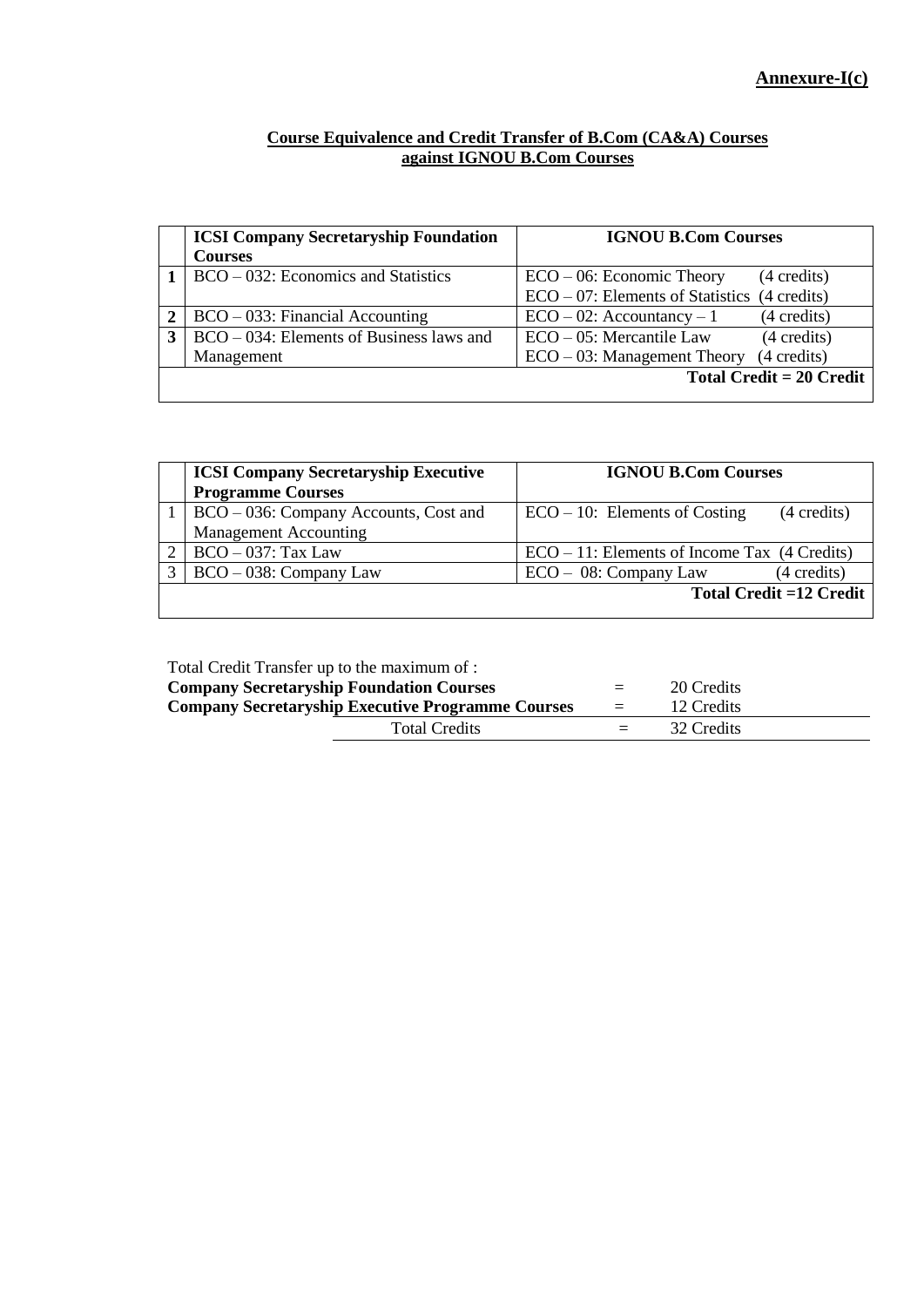**Annexure-I(c)**

**Course Equivalence and Credit Transfer of B.Com (CA&A) Courses against IGNOU B.Com Courses**

| | **ICSI Company Secretaryship Foundation Courses** | **IGNOU B.Com Courses** |
|---|---|---|
| **1** | BCO – 032: Economics and Statistics | ECO – 06: Economic Theory (4 credits)<br>ECO – 07: Elements of Statistics (4 credits) |
| **2** | BCO – 033: Financial Accounting | ECO – 02: Accountancy – 1 (4 credits) |
| **3** | BCO – 034: Elements of Business laws and Management | ECO – 05: Mercantile Law (4 credits)<br>ECO – 03: Management Theory (4 credits) |
| | | **Total Credit = 20 Credit** |

| | **ICSI Company Secretaryship Executive Programme Courses** | **IGNOU B.Com Courses** |
|---|---|---|
| 1 | BCO – 036: Company Accounts, Cost and Management Accounting | ECO – 10: Elements of Costing (4 credits) |
| 2 | BCO – 037: Tax Law | ECO – 11: Elements of Income Tax (4 Credits) |
| 3 | BCO – 038: Company Law | ECO – 08: Company Law (4 credits) |
| | | **Total Credit =12 Credit** |

Total Credit Transfer up to the maximum of :

| | | |
|---|---|---|
| **Company Secretaryship Foundation Courses** | = | 20 Credits |
| **Company Secretaryship Executive Programme Courses** | = | 12 Credits |
| Total Credits | = | 32 Credits |